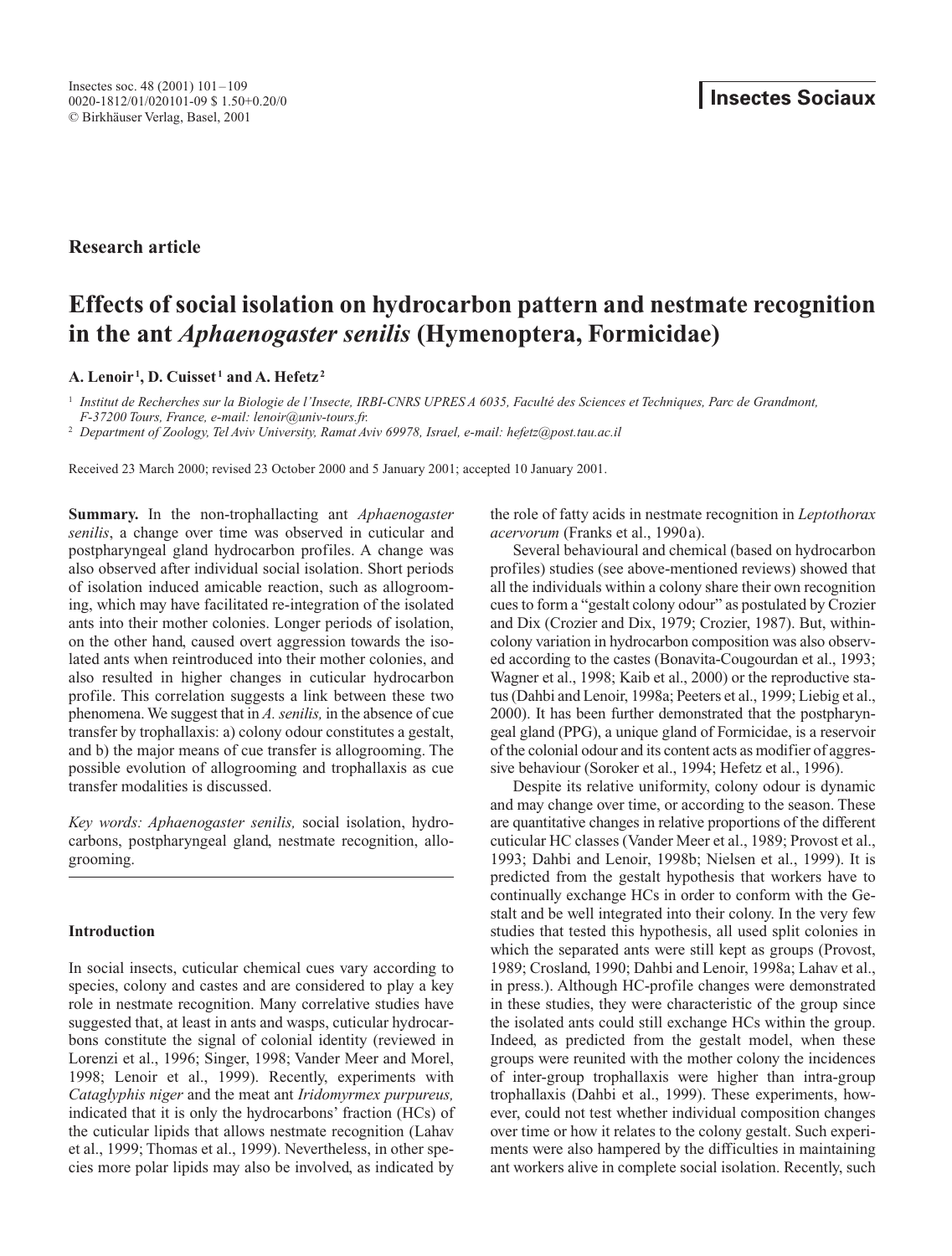**Research article**

# Effects of social isolation on hydrocarbon pattern and nestmate recognition in the ant *Aphaenogaster senilis* (Hymenoptera, Formicidae)

**A. Lenoir [1], D. Cuisset [1] and A. Hefetz [2]**

[1] *Institut de Recherches sur la Biologie de l'Insecte, IRBI-CNRS UPRES A 6035, Faculté des Sciences et Techniques, Parc de Grandmont, F-37200 Tours, France, e-mail: lenoir@univ-tours.fr.*

[2] *Department of Zoology, Tel Aviv University, Ramat Aviv 69978, Israel, e-mail: hefetz@post.tau.ac.il*

Received 23 March 2000; revised 23 October 2000 and 5 January 2001; accepted 10 January 2001.

**Summary.** In the non-trophallacting ant *Aphaenogaster senilis*, a change over time was observed in cuticular and postpharyngeal gland hydrocarbon profiles. A change was also observed after individual social isolation. Short periods of isolation induced amicable reaction, such as allogrooming, which may have facilitated re-integration of the isolated ants into their mother colonies. Longer periods of isolation, on the other hand, caused overt aggression towards the isolated ants when reintroduced into their mother colonies, and also resulted in higher changes in cuticular hydrocarbon profile. This correlation suggests a link between these two phenomena. We suggest that in *A. senilis,* in the absence of cue transfer by trophallaxis: a) colony odour constitutes a gestalt, and b) the major means of cue transfer is allogrooming. The possible evolution of allogrooming and trophallaxis as cue transfer modalities is discussed.

*Key words: Aphaenogaster senilis,* social isolation, hydrocarbons, postpharyngeal gland, nestmate recognition, allogrooming.

## Introduction

In social insects, cuticular chemical cues vary according to species, colony and castes and are considered to play a key role in nestmate recognition. Many correlative studies have suggested that, at least in ants and wasps, cuticular hydrocarbons constitute the signal of colonial identity (reviewed in Lorenzi et al., 1996; Singer, 1998; Vander Meer and Morel, 1998; Lenoir et al., 1999). Recently, experiments with *Cataglyphis niger* and the meat ant *Iridomyrmex purpureus,* indicated that it is only the hydrocarbons' fraction (HCs) of the cuticular lipids that allows nestmate recognition (Lahav et al., 1999; Thomas et al., 1999). Nevertheless, in other species more polar lipids may also be involved, as indicated by the role of fatty acids in nestmate recognition in *Leptothorax acervorum* (Franks et al., 1990a).

Several behavioural and chemical (based on hydrocarbon profiles) studies (see above-mentioned reviews) showed that all the individuals within a colony share their own recognition cues to form a "gestalt colony odour" as postulated by Crozier and Dix (Crozier and Dix, 1979; Crozier, 1987). But, within-colony variation in hydrocarbon composition was also observed according to the castes (Bonavita-Cougourdan et al., 1993; Wagner et al., 1998; Kaib et al., 2000) or the reproductive status (Dahbi and Lenoir, 1998a; Peeters et al., 1999; Liebig et al., 2000). It has been further demonstrated that the postpharyngeal gland (PPG), a unique gland of Formicidae, is a reservoir of the colonial odour and its content acts as modifier of aggressive behaviour (Soroker et al., 1994; Hefetz et al., 1996).

Despite its relative uniformity, colony odour is dynamic and may change over time, or according to the season. These are quantitative changes in relative proportions of the different cuticular HC classes (Vander Meer et al., 1989; Provost et al., 1993; Dahbi and Lenoir, 1998b; Nielsen et al., 1999). It is predicted from the gestalt hypothesis that workers have to continually exchange HCs in order to conform with the Gestalt and be well integrated into their colony. In the very few studies that tested this hypothesis, all used split colonies in which the separated ants were still kept as groups (Provost, 1989; Crosland, 1990; Dahbi and Lenoir, 1998a; Lahav et al., in press.). Although HC-profile changes were demonstrated in these studies, they were characteristic of the group since the isolated ants could still exchange HCs within the group. Indeed, as predicted from the gestalt model, when these groups were reunited with the mother colony the incidences of inter-group trophallaxis were higher than intra-group trophallaxis (Dahbi et al., 1999). These experiments, however, could not test whether individual composition changes over time or how it relates to the colony gestalt. Such experiments were also hampered by the difficulties in maintaining ant workers alive in complete social isolation. Recently, such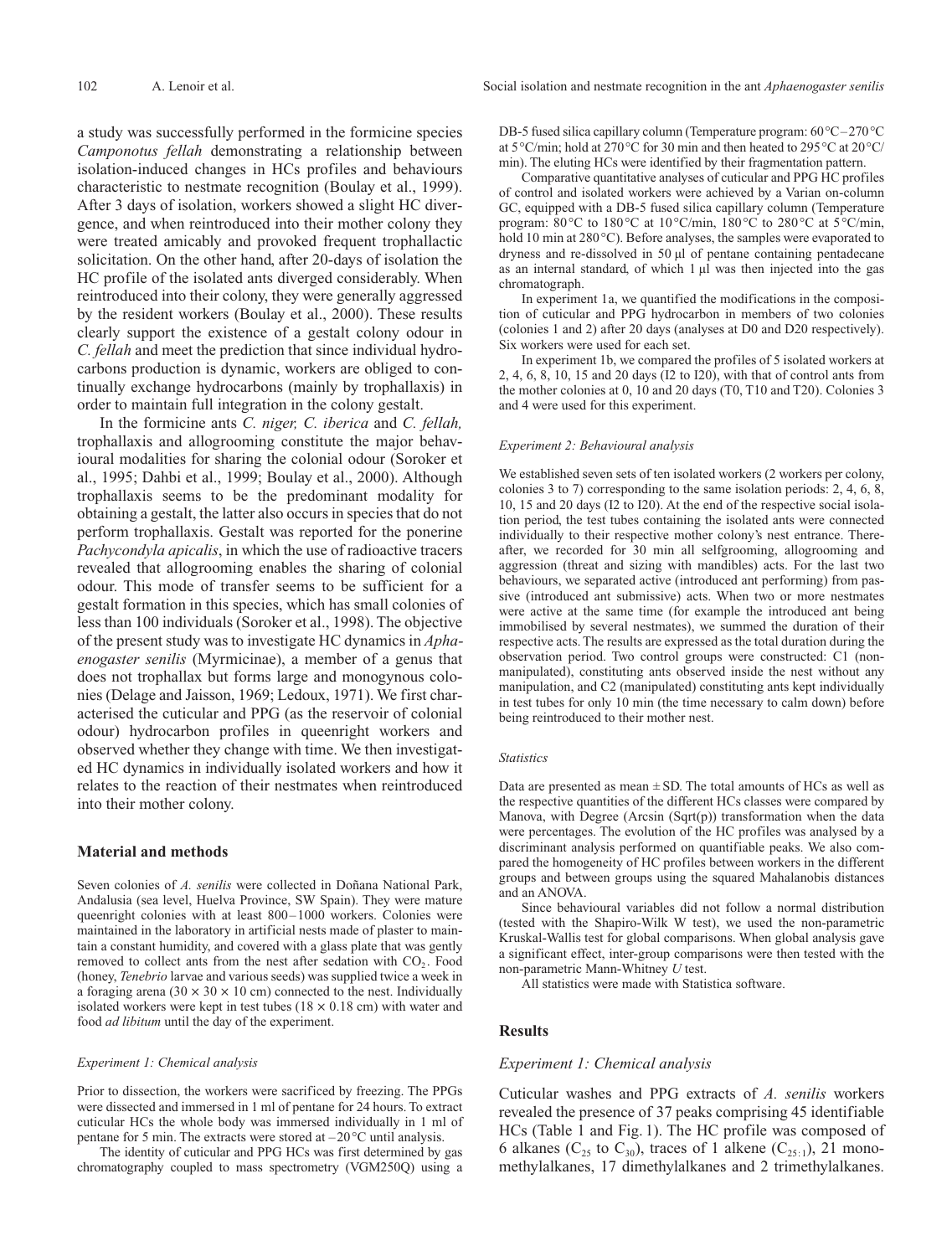a study was successfully performed in the formicine species *Camponotus fellah* demonstrating a relationship between isolation-induced changes in HCs profiles and behaviours characteristic to nestmate recognition (Boulay et al., 1999). After 3 days of isolation, workers showed a slight HC divergence, and when reintroduced into their mother colony they were treated amicably and provoked frequent trophallactic solicitation. On the other hand, after 20-days of isolation the HC profile of the isolated ants diverged considerably. When reintroduced into their colony, they were generally aggressed by the resident workers (Boulay et al., 2000). These results clearly support the existence of a gestalt colony odour in *C. fellah* and meet the prediction that since individual hydrocarbons production is dynamic, workers are obliged to continually exchange hydrocarbons (mainly by trophallaxis) in order to maintain full integration in the colony gestalt.

In the formicine ants *C. niger, C. iberica* and *C. fellah,* trophallaxis and allogrooming constitute the major behavioural modalities for sharing the colonial odour (Soroker et al., 1995; Dahbi et al., 1999; Boulay et al., 2000). Although trophallaxis seems to be the predominant modality for obtaining a gestalt, the latter also occurs in species that do not perform trophallaxis. Gestalt was reported for the ponerine *Pachycondyla apicalis*, in which the use of radioactive tracers revealed that allogrooming enables the sharing of colonial odour. This mode of transfer seems to be sufficient for a gestalt formation in this species, which has small colonies of less than 100 individuals (Soroker et al., 1998). The objective of the present study was to investigate HC dynamics in *Aphaenogaster senilis* (Myrmicinae), a member of a genus that does not trophallax but forms large and monogynous colonies (Delage and Jaisson, 1969; Ledoux, 1971). We first characterised the cuticular and PPG (as the reservoir of colonial odour) hydrocarbon profiles in queenright workers and observed whether they change with time. We then investigated HC dynamics in individually isolated workers and how it relates to the reaction of their nestmates when reintroduced into their mother colony.

## Material and methods

Seven colonies of *A. senilis* were collected in Doñana National Park, Andalusia (sea level, Huelva Province, SW Spain). They were mature queenright colonies with at least 800–1000 workers. Colonies were maintained in the laboratory in artificial nests made of plaster to maintain a constant humidity, and covered with a glass plate that was gently removed to collect ants from the nest after sedation with $CO_2$. Food (honey, *Tenebrio* larvae and various seeds) was supplied twice a week in a foraging arena (30 × 30 × 10 cm) connected to the nest. Individually isolated workers were kept in test tubes (18 × 0.18 cm) with water and food *ad libitum* until the day of the experiment.

### *Experiment 1: Chemical analysis*

Prior to dissection, the workers were sacrificed by freezing. The PPGs were dissected and immersed in 1 ml of pentane for 24 hours. To extract cuticular HCs the whole body was immersed individually in 1 ml of pentane for 5 min. The extracts were stored at –20 °C until analysis.

The identity of cuticular and PPG HCs was first determined by gas chromatography coupled to mass spectrometry (VGM250Q) using a DB-5 fused silica capillary column (Temperature program: 60 °C–270 °C at 5 °C/min; hold at 270 °C for 30 min and then heated to 295 °C at 20 °C/min). The eluting HCs were identified by their fragmentation pattern.

Comparative quantitative analyses of cuticular and PPG HC profiles of control and isolated workers were achieved by a Varian on-column GC, equipped with a DB-5 fused silica capillary column (Temperature program: 80 °C to 180 °C at 10 °C/min, 180 °C to 280 °C at 5 °C/min, hold 10 min at 280 °C). Before analyses, the samples were evaporated to dryness and re-dissolved in 50 µl of pentane containing pentadecane as an internal standard, of which 1 µl was then injected into the gas chromatograph.

In experiment 1a, we quantified the modifications in the composition of cuticular and PPG hydrocarbon in members of two colonies (colonies 1 and 2) after 20 days (analyses at D0 and D20 respectively). Six workers were used for each set.

In experiment 1b, we compared the profiles of 5 isolated workers at 2, 4, 6, 8, 10, 15 and 20 days (I2 to I20), with that of control ants from the mother colonies at 0, 10 and 20 days (T0, T10 and T20). Colonies 3 and 4 were used for this experiment.

### *Experiment 2: Behavioural analysis*

We established seven sets of ten isolated workers (2 workers per colony, colonies 3 to 7) corresponding to the same isolation periods: 2, 4, 6, 8, 10, 15 and 20 days (I2 to I20). At the end of the respective social isolation period, the test tubes containing the isolated ants were connected individually to their respective mother colony's nest entrance. Thereafter, we recorded for 30 min all selfgrooming, allogrooming and aggression (threat and sizing with mandibles) acts. For the last two behaviours, we separated active (introduced ant performing) from passive (introduced ant submissive) acts. When two or more nestmates were active at the same time (for example the introduced ant being immobilised by several nestmates), we summed the duration of their respective acts. The results are expressed as the total duration during the observation period. Two control groups were constructed: C1 (non-manipulated), constituting ants observed inside the nest without any manipulation, and C2 (manipulated) constituting ants kept individually in test tubes for only 10 min (the time necessary to calm down) before being reintroduced to their mother nest.

### *Statistics*

Data are presented as mean ± SD. The total amounts of HCs as well as the respective quantities of the different HCs classes were compared by Manova, with Degree (Arcsin (Sqrt(p)) transformation when the data were percentages. The evolution of the HC profiles was analysed by a discriminant analysis performed on quantifiable peaks. We also compared the homogeneity of HC profiles between workers in the different groups and between groups using the squared Mahalanobis distances and an ANOVA.

Since behavioural variables did not follow a normal distribution (tested with the Shapiro-Wilk W test), we used the non-parametric Kruskal-Wallis test for global comparisons. When global analysis gave a significant effect, inter-group comparisons were then tested with the non-parametric Mann-Whitney *U* test.

All statistics were made with Statistica software.

## Results

### *Experiment 1: Chemical analysis*

Cuticular washes and PPG extracts of *A. senilis* workers revealed the presence of 37 peaks comprising 45 identifiable HCs (Table 1 and Fig. 1). The HC profile was composed of 6 alkanes ($C_{25}$ to $C_{30}$), traces of 1 alkene ($C_{25:1}$), 21 monomethylalkanes, 17 dimethylalkanes and 2 trimethylalkanes.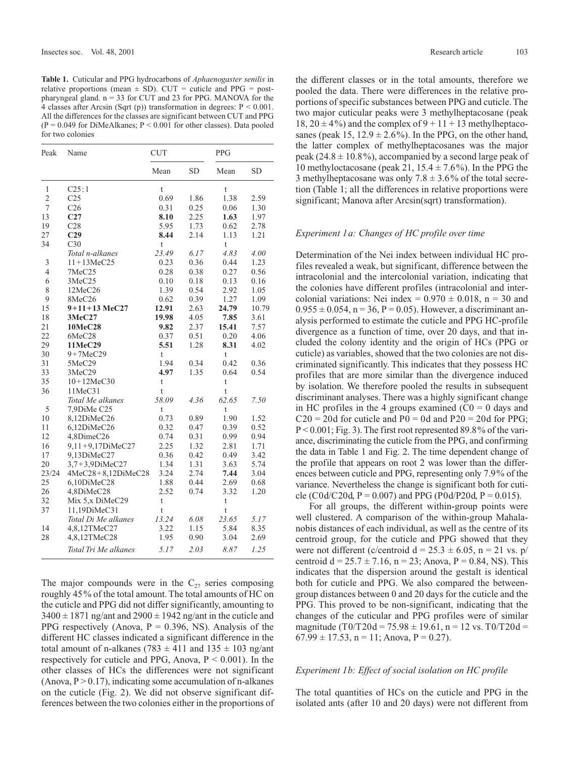**Table 1.** Cuticular and PPG hydrocarbons of *Aphaenogaster senilis* in relative proportions (mean ± SD). CUT = cuticle and PPG = post-pharyngeal gland. n = 33 for CUT and 23 for PPG. MANOVA for the 4 classes after Arcsin (Sqrt (p)) transformation in degrees: P < 0.001. All the differences for the classes are significant between CUT and PPG (P = 0.049 for DiMeAlkanes; P < 0.001 for other classes). Data pooled for two colonies

| Peak | Name | CUT | | PPG | |
|---|---|---|---|---|---|
| | | Mean | SD | Mean | SD |
| 1 | C25:1 | t | | t | |
| 2 | C25 | 0.69 | 1.86 | 1.38 | 2.59 |
| 7 | C26 | 0.31 | 0.25 | 0.06 | 1.30 |
| 13 | **C27** | **8.10** | 2.25 | **1.63** | 1.97 |
| 19 | C28 | 5.95 | 1.73 | 0.62 | 2.78 |
| 27 | **C29** | **8.44** | 2.14 | 1.13 | 1.21 |
| 34 | C30 | t | | t | |
| | *Total n-alkanes* | *23.49* | *6.17* | *4.83* | *4.00* |
| 3 | 11+13MeC25 | 0.23 | 0.36 | 0.44 | 1.23 |
| 4 | 7MeC25 | 0.28 | 0.38 | 0.27 | 0.56 |
| 6 | 3MeC25 | 0.10 | 0.18 | 0.13 | 0.16 |
| 8 | 12MeC26 | 1.39 | 0.54 | 2.92 | 1.05 |
| 9 | 8MeC26 | 0.62 | 0.39 | 1.27 | 1.09 |
| 15 | **9+11+13 MeC27** | **12.91** | 2.63 | **24.79** | 10.79 |
| 18 | **3MeC27** | **19.98** | 4.05 | **7.85** | 3.61 |
| 21 | **10MeC28** | **9.82** | 2.37 | **15.41** | 7.57 |
| 22 | 6MeC28 | 0.37 | 0.51 | 0.20 | 4.06 |
| 29 | **11MeC29** | **5.51** | 1.28 | **8.31** | 4.02 |
| 30 | 9+7MeC29 | t | | t | |
| 31 | 5MeC29 | 1.94 | 0.34 | 0.42 | 0.36 |
| 33 | 3MeC29 | **4.97** | 1.35 | 0.64 | 0.54 |
| 35 | 10+12MeC30 | t | | t | |
| 36 | 11MeC31 | t | | t | |
| | *Total Me alkanes* | *58.09* | *4.36* | *62.65* | *7.50* |
| 5 | 7,9DiMe C25 | t | | t | |
| 10 | 8,12DiMeC26 | 0.73 | 0.89 | 1.90 | 1.52 |
| 11 | 6,12DiMeC26 | 0.32 | 0.47 | 0.39 | 0.52 |
| 12 | 4,8DimeC26 | 0.74 | 0.31 | 0.99 | 0.94 |
| 16 | 9,11+9,17DiMeC27 | 2.25 | 1.32 | 2.81 | 1.71 |
| 17 | 9,13DiMeC27 | 0.36 | 0.42 | 0.49 | 3.42 |
| 20 | 3,7+3,9DiMeC27 | 1.34 | 1.31 | 3.63 | 5.74 |
| 23/24 | 4MeC28+8,12DiMeC28 | 3.24 | 2.74 | **7.44** | 3.04 |
| 25 | 6,10DiMeC28 | 1.88 | 0.44 | 2.69 | 0.68 |
| 26 | 4,8DiMeC28 | 2.52 | 0.74 | 3.32 | 1.20 |
| 32 | Mix 5,x DiMeC29 | t | | t | |
| 37 | 11,19DiMeC31 | t | | t | |
| | *Total Di Me alkanes* | *13.24* | *6.08* | *23.65* | *5.17* |
| 14 | 4,8,12TMeC27 | 3.22 | 1.15 | 5.84 | 8.35 |
| 28 | 4,8,12TMeC28 | 1.95 | 0.90 | 3.04 | 2.69 |
| | *Total Tri Me alkanes* | *5.17* | *2.03* | *8.87* | *1.25* |

The major compounds were in the $C_{27}$ series composing roughly 45% of the total amount. The total amounts of HC on the cuticle and PPG did not differ significantly, amounting to $3400 \pm 1871$ ng/ant and $2900 \pm 1942$ ng/ant in the cuticle and PPG respectively (Anova, P = 0.396, NS). Analysis of the different HC classes indicated a significant difference in the total amount of n-alkanes ($783 \pm 411$ and $135 \pm 103$ ng/ant respectively for cuticle and PPG, Anova, P < 0.001). In the other classes of HCs the differences were not significant (Anova, P > 0.17), indicating some accumulation of n-alkanes on the cuticle (Fig. 2). We did not observe significant differences between the two colonies either in the proportions of the different classes or in the total amounts, therefore we pooled the data. There were differences in the relative proportions of specific substances between PPG and cuticle. The two major cuticular peaks were 3 methylheptacosane (peak 18, $20 \pm 4$%) and the complex of 9 + 11 + 13 methylheptacosanes (peak 15, $12.9 \pm 2.6$%). In the PPG, on the other hand, the latter complex of methylheptacosanes was the major peak ($24.8 \pm 10.8$%), accompanied by a second large peak of 10 methyloctacosane (peak 21, $15.4 \pm 7.6$%). In the PPG the 3 methylheptacosane was only $7.8 \pm 3.6$% of the total secretion (Table 1; all the differences in relative proportions were significant; Manova after Arcsin(sqrt) transformation).

### *Experiment 1a: Changes of HC profile over time*

Determination of the Nei index between individual HC profiles revealed a weak, but significant, difference between the intracolonial and the intercolonial variation, indicating that the colonies have different profiles (intracolonial and intercolonial variations: Nei index = $0.970 \pm 0.018$, n = 30 and $0.955 \pm 0.054$, n = 36, P = 0.05). However, a discriminant analysis performed to estimate the cuticle and PPG HC-profile divergence as a function of time, over 20 days, and that included the colony identity and the origin of HCs (PPG or cuticle) as variables, showed that the two colonies are not discriminated significantly. This indicates that they possess HC profiles that are more similar than the divergence induced by isolation. We therefore pooled the results in subsequent discriminant analyses. There was a highly significant change in HC profiles in the 4 groups examined (C0 = 0 days and C20 = 20d for cuticle and P0 = 0d and P20 = 20d for PPG; P < 0.001; Fig. 3). The first root represented 89.8% of the variance, discriminating the cuticle from the PPG, and confirming the data in Table 1 and Fig. 2. The time dependent change of the profile that appears on root 2 was lower than the differences between cuticle and PPG, representing only 7.9% of the variance. Nevertheless the change is significant both for cuticle (C0d/C20d, P = 0.007) and PPG (P0d/P20d, P = 0.015).

For all groups, the different within-group points were well clustered. A comparison of the within-group Mahalanobis distances of each individual, as well as the centre of its centroid group, for the cuticle and PPG showed that they were not different (c/centroid d = $25.3 \pm 6.05$, n = 21 vs. p/centroid d = $25.7 \pm 7.16$, n = 23; Anova, P = 0.84, NS). This indicates that the dispersion around the gestalt is identical both for cuticle and PPG. We also compared the between-group distances between 0 and 20 days for the cuticle and the PPG. This proved to be non-significant, indicating that the changes of the cuticular and PPG profiles were of similar magnitude (T0/T20d = $75.98 \pm 19.61$, n = 12 vs. T0/T20d = $67.99 \pm 17.53$, n = 11; Anova, P = 0.27).

### *Experiment 1b: Effect of social isolation on HC profile*

The total quantities of HCs on the cuticle and PPG in the isolated ants (after 10 and 20 days) were not different from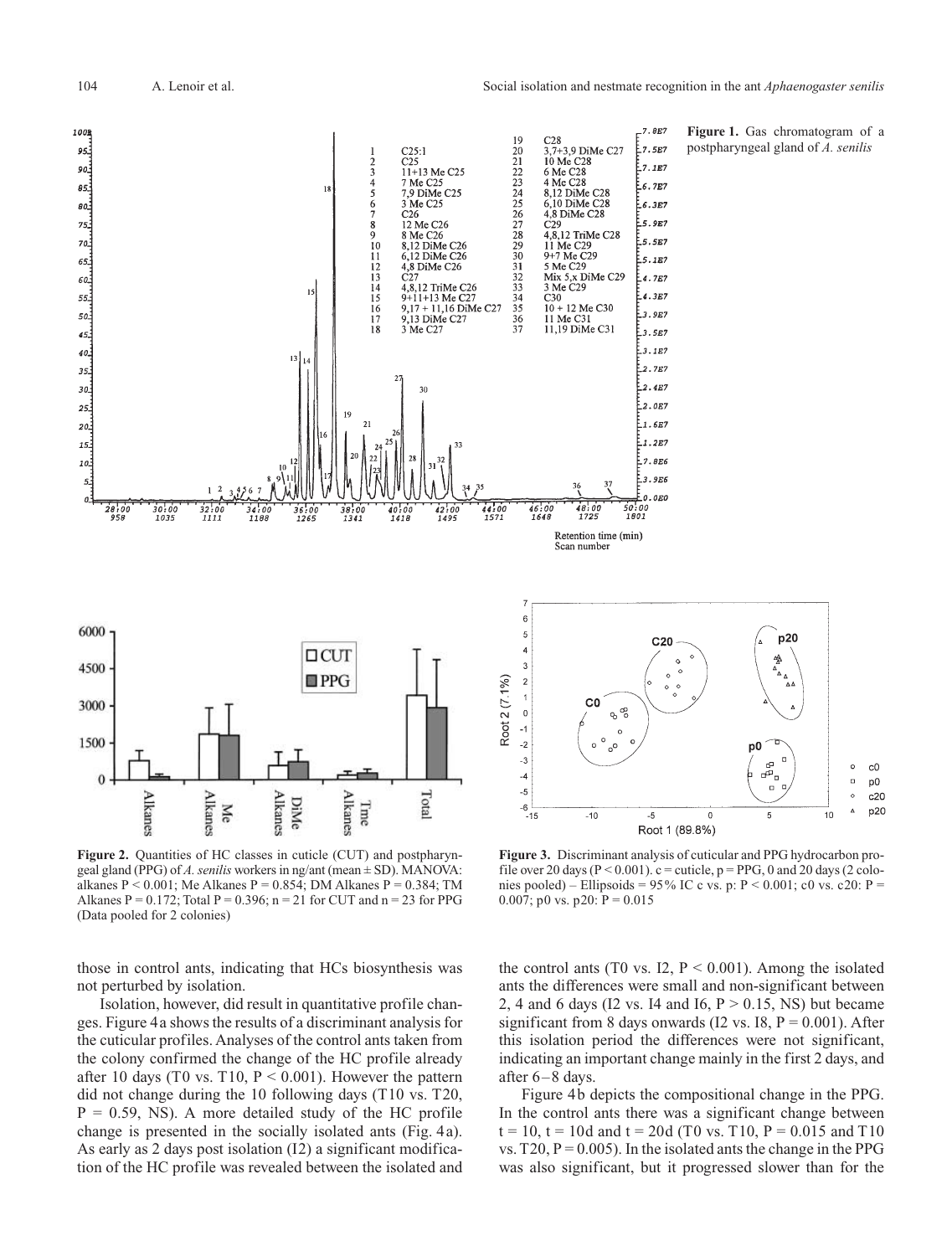**Figure 1.** Gas chromatogram of a postpharyngeal gland of *A. senilis*

**Figure 2.** Quantities of HC classes in cuticle (CUT) and postpharyngeal gland (PPG) of *A. senilis* workers in ng/ant (mean ± SD). MANOVA: alkanes $P < 0.001$; Me Alkanes $P = 0.854$; DM Alkanes $P = 0.384$; TM Alkanes $P = 0.172$; Total $P = 0.396$; $n = 21$ for CUT and $n = 23$ for PPG (Data pooled for 2 colonies)

**Figure 3.** Discriminant analysis of cuticular and PPG hydrocarbon profile over 20 days ($P < 0.001$). c = cuticle, p = PPG, 0 and 20 days (2 colonies pooled) – Ellipsoids = 95% IC c vs. p: $P < 0.001$; c0 vs. c20: $P = 0.007$; p0 vs. p20: $P = 0.015$

those in control ants, indicating that HCs biosynthesis was not perturbed by isolation.

Isolation, however, did result in quantitative profile changes. Figure 4a shows the results of a discriminant analysis for the cuticular profiles. Analyses of the control ants taken from the colony confirmed the change of the HC profile already after 10 days (T0 vs. T10, $P < 0.001$). However the pattern did not change during the 10 following days (T10 vs. T20, $P = 0.59$, NS). A more detailed study of the HC profile change is presented in the socially isolated ants (Fig. 4a). As early as 2 days post isolation (I2) a significant modification of the HC profile was revealed between the isolated and the control ants (T0 vs. I2, $P < 0.001$). Among the isolated ants the differences were small and non-significant between 2, 4 and 6 days (I2 vs. I4 and I6, $P > 0.15$, NS) but became significant from 8 days onwards (I2 vs. I8, $P = 0.001$). After this isolation period the differences were not significant, indicating an important change mainly in the first 2 days, and after 6–8 days.

Figure 4b depicts the compositional change in the PPG. In the control ants there was a significant change between t = 10, t = 10d and t = 20d (T0 vs. T10, $P = 0.015$ and T10 vs. T20, $P = 0.005$). In the isolated ants the change in the PPG was also significant, but it progressed slower than for the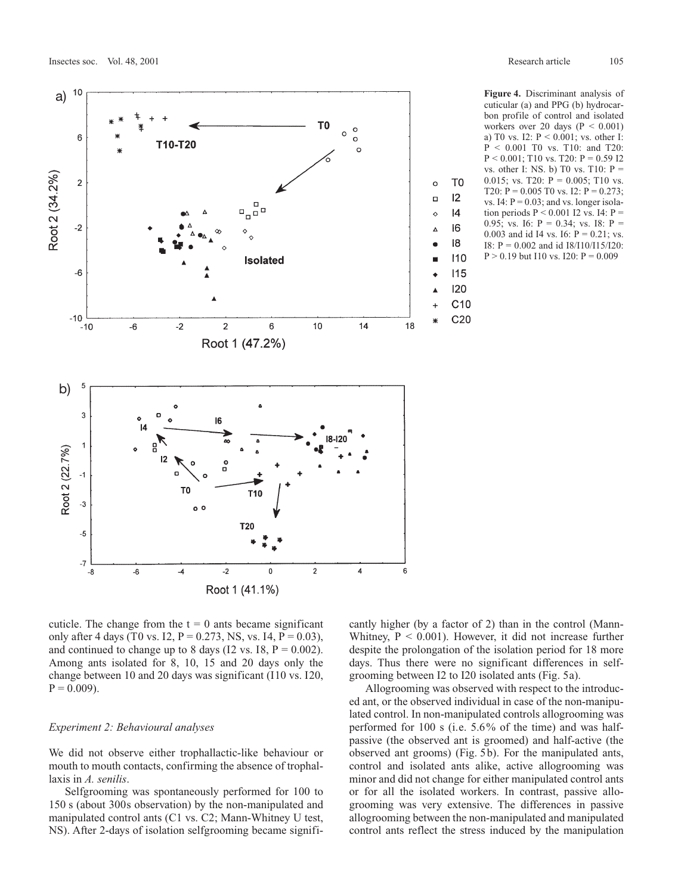**Figure 4.** Discriminant analysis of cuticular (a) and PPG (b) hydrocarbon profile of control and isolated workers over 20 days ($P < 0.001$) a) T0 vs. I2: $P < 0.001$; vs. other I: $P < 0.001$ T0 vs. T10: and T20: $P < 0.001$; T10 vs. T20: $P = 0.59$ I2 vs. other I: NS. b) T0 vs. T10: $P = 0.015$; vs. T20: $P = 0.005$; T10 vs. T20: $P = 0.005$ T0 vs. I2: $P = 0.273$; vs. I4: $P = 0.03$; and vs. longer isolation periods $P < 0.001$ I2 vs. I4: $P = 0.95$; vs. I6: $P = 0.34$; vs. I8: $P = 0.003$ and id I4 vs. I6: $P = 0.21$; vs. I8: $P = 0.002$ and id I8/I10/I15/I20: $P > 0.19$ but I10 vs. I20: $P = 0.009$

cuticle. The change from the t = 0 ants became significant only after 4 days (T0 vs. I2, $P = 0.273$, NS, vs. I4, $P = 0.03$), and continued to change up to 8 days (I2 vs. I8, $P = 0.002$). Among ants isolated for 8, 10, 15 and 20 days only the change between 10 and 20 days was significant (I10 vs. I20, $P = 0.009$).

### *Experiment 2: Behavioural analyses*

We did not observe either trophallactic-like behaviour or mouth to mouth contacts, confirming the absence of trophallaxis in *A. senilis*.

Selfgrooming was spontaneously performed for 100 to 150 s (about 300s observation) by the non-manipulated and manipulated control ants (C1 vs. C2; Mann-Whitney U test, NS). After 2-days of isolation selfgrooming became significantly higher (by a factor of 2) than in the control (Mann-Whitney, $P < 0.001$). However, it did not increase further despite the prolongation of the isolation period for 18 more days. Thus there were no significant differences in selfgrooming between I2 to I20 isolated ants (Fig. 5a).

Allogrooming was observed with respect to the introduced ant, or the observed individual in case of the non-manipulated control. In non-manipulated controls allogrooming was performed for 100 s (i.e. 5.6% of the time) and was half-passive (the observed ant is groomed) and half-active (the observed ant grooms) (Fig. 5b). For the manipulated ants, control and isolated ants alike, active allogrooming was minor and did not change for either manipulated control ants or for all the isolated workers. In contrast, passive allogrooming was very extensive. The differences in passive allogrooming between the non-manipulated and manipulated control ants reflect the stress induced by the manipulation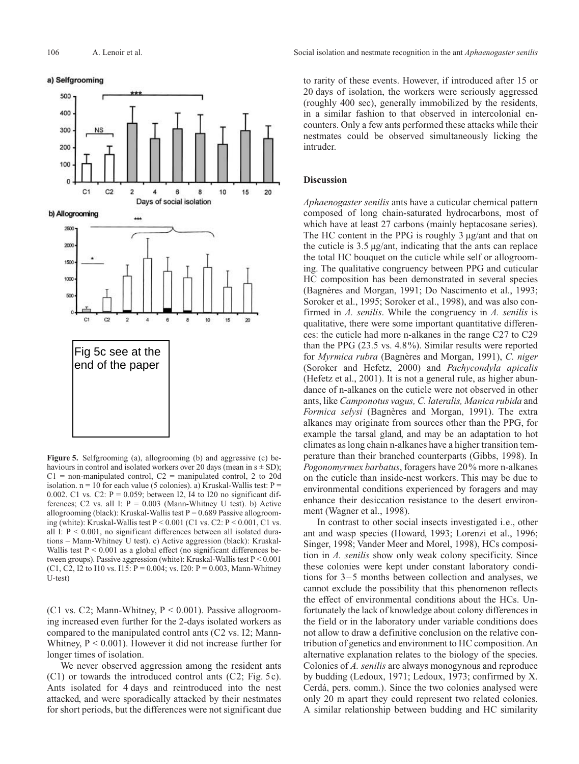Fig 5c see at the end of the paper

**Figure 5.** Selfgrooming (a), allogrooming (b) and aggressive (c) behaviours in control and isolated workers over 20 days (mean in s ± SD); C1 = non-manipulated control, C2 = manipulated control, 2 to 20d isolation. n = 10 for each value (5 colonies). a) Kruskal-Wallis test: P = 0.002. C1 vs. C2: P = 0.059; between I2, I4 to I20 no significant differences; C2 vs. all I: P = 0.003 (Mann-Whitney U test). b) Active allogrooming (black): Kruskal-Wallis test P = 0.689 Passive allogrooming (white): Kruskal-Wallis test P < 0.001 (C1 vs. C2: P < 0.001, C1 vs. all I: P < 0.001, no significant differences between all isolated durations – Mann-Whitney U test). c) Active aggression (black): Kruskal-Wallis test P < 0.001 as a global effect (no significant differences between groups). Passive aggression (white): Kruskal-Wallis test P < 0.001 (C1, C2, I2 to I10 vs. I15: P = 0.004; vs. I20: P = 0.003, Mann-Whitney U-test)

(C1 vs. C2; Mann-Whitney, P < 0.001). Passive allogrooming increased even further for the 2-days isolated workers as compared to the manipulated control ants (C2 vs. I2; Mann-Whitney, P < 0.001). However it did not increase further for longer times of isolation.

We never observed aggression among the resident ants (C1) or towards the introduced control ants (C2; Fig. 5c). Ants isolated for 4 days and reintroduced into the nest attacked, and were sporadically attacked by their nestmates for short periods, but the differences were not significant due to rarity of these events. However, if introduced after 15 or 20 days of isolation, the workers were seriously aggressed (roughly 400 sec), generally immobilized by the residents, in a similar fashion to that observed in intercolonial encounters. Only a few ants performed these attacks while their nestmates could be observed simultaneously licking the intruder.

## Discussion

*Aphaenogaster senilis* ants have a cuticular chemical pattern composed of long chain-saturated hydrocarbons, most of which have at least 27 carbons (mainly heptacosane series). The HC content in the PPG is roughly 3 µg/ant and that on the cuticle is 3.5 µg/ant, indicating that the ants can replace the total HC bouquet on the cuticle while self or allogrooming. The qualitative congruency between PPG and cuticular HC composition has been demonstrated in several species (Bagnères and Morgan, 1991; Do Nascimento et al., 1993; Soroker et al., 1995; Soroker et al., 1998), and was also confirmed in *A. senilis*. While the congruency in *A. senilis* is qualitative, there were some important quantitative differences: the cuticle had more n-alkanes in the range C27 to C29 than the PPG (23.5 vs. 4.8%). Similar results were reported for *Myrmica rubra* (Bagnères and Morgan, 1991), *C. niger* (Soroker and Hefetz, 2000) and *Pachycondyla apicalis* (Hefetz et al., 2001). It is not a general rule, as higher abundance of n-alkanes on the cuticle were not observed in other ants, like *Camponotus vagus, C. lateralis, Manica rubida* and *Formica selysi* (Bagnères and Morgan, 1991). The extra alkanes may originate from sources other than the PPG, for example the tarsal gland, and may be an adaptation to hot climates as long chain n-alkanes have a higher transition temperature than their branched counterparts (Gibbs, 1998). In *Pogonomyrmex barbatus*, foragers have 20% more n-alkanes on the cuticle than inside-nest workers. This may be due to environmental conditions experienced by foragers and may enhance their desiccation resistance to the desert environment (Wagner et al., 1998).

In contrast to other social insects investigated i.e., other ant and wasp species (Howard, 1993; Lorenzi et al., 1996; Singer, 1998; Vander Meer and Morel, 1998), HCs composition in *A. senilis* show only weak colony specificity. Since these colonies were kept under constant laboratory conditions for 3–5 months between collection and analyses, we cannot exclude the possibility that this phenomenon reflects the effect of environmental conditions about the HCs. Unfortunately the lack of knowledge about colony differences in the field or in the laboratory under variable conditions does not allow to draw a definitive conclusion on the relative contribution of genetics and environment to HC composition. An alternative explanation relates to the biology of the species. Colonies of *A. senilis* are always monogynous and reproduce by budding (Ledoux, 1971; Ledoux, 1973; confirmed by X. Cerdá, pers. comm.). Since the two colonies analysed were only 20 m apart they could represent two related colonies. A similar relationship between budding and HC similarity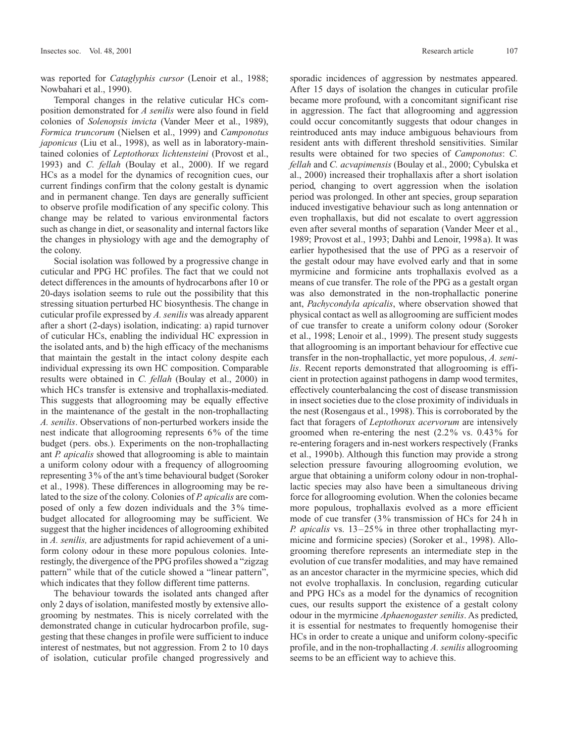was reported for *Cataglyphis cursor* (Lenoir et al., 1988; Nowbahari et al., 1990).

Temporal changes in the relative cuticular HCs composition demonstrated for *A senilis* were also found in field colonies of *Solenopsis invicta* (Vander Meer et al., 1989), *Formica truncorum* (Nielsen et al., 1999) and *Camponotus japonicus* (Liu et al., 1998), as well as in laboratory-maintained colonies of *Leptothorax lichtensteini* (Provost et al., 1993) and *C. fellah* (Boulay et al., 2000). If we regard HCs as a model for the dynamics of recognition cues, our current findings confirm that the colony gestalt is dynamic and in permanent change. Ten days are generally sufficient to observe profile modification of any specific colony. This change may be related to various environmental factors such as change in diet, or seasonality and internal factors like the changes in physiology with age and the demography of the colony.

Social isolation was followed by a progressive change in cuticular and PPG HC profiles. The fact that we could not detect differences in the amounts of hydrocarbons after 10 or 20-days isolation seems to rule out the possibility that this stressing situation perturbed HC biosynthesis. The change in cuticular profile expressed by *A. senilis* was already apparent after a short (2-days) isolation, indicating: a) rapid turnover of cuticular HCs, enabling the individual HC expression in the isolated ants, and b) the high efficacy of the mechanisms that maintain the gestalt in the intact colony despite each individual expressing its own HC composition. Comparable results were obtained in *C. fellah* (Boulay et al., 2000) in which HCs transfer is extensive and trophallaxis-mediated. This suggests that allogrooming may be equally effective in the maintenance of the gestalt in the non-trophallacting *A. senilis*. Observations of non-perturbed workers inside the nest indicate that allogrooming represents 6% of the time budget (pers. obs.). Experiments on the non-trophallacting ant *P. apicalis* showed that allogrooming is able to maintain a uniform colony odour with a frequency of allogrooming representing 3% of the ant's time behavioural budget (Soroker et al., 1998). These differences in allogrooming may be related to the size of the colony. Colonies of *P. apicalis* are composed of only a few dozen individuals and the 3% time-budget allocated for allogrooming may be sufficient. We suggest that the higher incidences of allogrooming exhibited in *A. senilis,* are adjustments for rapid achievement of a uniform colony odour in these more populous colonies. Interestingly, the divergence of the PPG profiles showed a "zigzag pattern" while that of the cuticle showed a "linear pattern", which indicates that they follow different time patterns.

The behaviour towards the isolated ants changed after only 2 days of isolation, manifested mostly by extensive allogrooming by nestmates. This is nicely correlated with the demonstrated change in cuticular hydrocarbon profile, suggesting that these changes in profile were sufficient to induce interest of nestmates, but not aggression. From 2 to 10 days of isolation, cuticular profile changed progressively and sporadic incidences of aggression by nestmates appeared. After 15 days of isolation the changes in cuticular profile became more profound, with a concomitant significant rise in aggression. The fact that allogrooming and aggression could occur concomitantly suggests that odour changes in reintroduced ants may induce ambiguous behaviours from resident ants with different threshold sensitivities. Similar results were obtained for two species of *Camponotus*: *C. fellah* and *C. acvapimensis* (Boulay et al., 2000; Cybulska et al., 2000) increased their trophallaxis after a short isolation period, changing to overt aggression when the isolation period was prolonged. In other ant species, group separation induced investigative behaviour such as long antennation or even trophallaxis, but did not escalate to overt aggression even after several months of separation (Vander Meer et al., 1989; Provost et al., 1993; Dahbi and Lenoir, 1998a). It was earlier hypothesised that the use of PPG as a reservoir of the gestalt odour may have evolved early and that in some myrmicine and formicine ants trophallaxis evolved as a means of cue transfer. The role of the PPG as a gestalt organ was also demonstrated in the non-trophallactic ponerine ant, *Pachycondyla apicalis*, where observation showed that physical contact as well as allogrooming are sufficient modes of cue transfer to create a uniform colony odour (Soroker et al., 1998; Lenoir et al., 1999). The present study suggests that allogrooming is an important behaviour for effective cue transfer in the non-trophallactic, yet more populous, *A. senilis*. Recent reports demonstrated that allogrooming is efficient in protection against pathogens in damp wood termites, effectively counterbalancing the cost of disease transmission in insect societies due to the close proximity of individuals in the nest (Rosengaus et al., 1998). This is corroborated by the fact that foragers of *Leptothorax acervorum* are intensively groomed when re-entering the nest (2.2% vs. 0.43% for re-entering foragers and in-nest workers respectively (Franks et al., 1990b). Although this function may provide a strong selection pressure favouring allogrooming evolution, we argue that obtaining a uniform colony odour in non-trophallactic species may also have been a simultaneous driving force for allogrooming evolution. When the colonies became more populous, trophallaxis evolved as a more efficient mode of cue transfer (3% transmission of HCs for 24 h in *P. apicalis* vs. 13–25% in three other trophallacting myrmicine and formicine species) (Soroker et al., 1998). Allogrooming therefore represents an intermediate step in the evolution of cue transfer modalities, and may have remained as an ancestor character in the myrmicine species, which did not evolve trophallaxis. In conclusion, regarding cuticular and PPG HCs as a model for the dynamics of recognition cues, our results support the existence of a gestalt colony odour in the myrmicine *Aphaenogaster senilis*. As predicted, it is essential for nestmates to frequently homogenise their HCs in order to create a unique and uniform colony-specific profile, and in the non-trophallacting *A. senilis* allogrooming seems to be an efficient way to achieve this.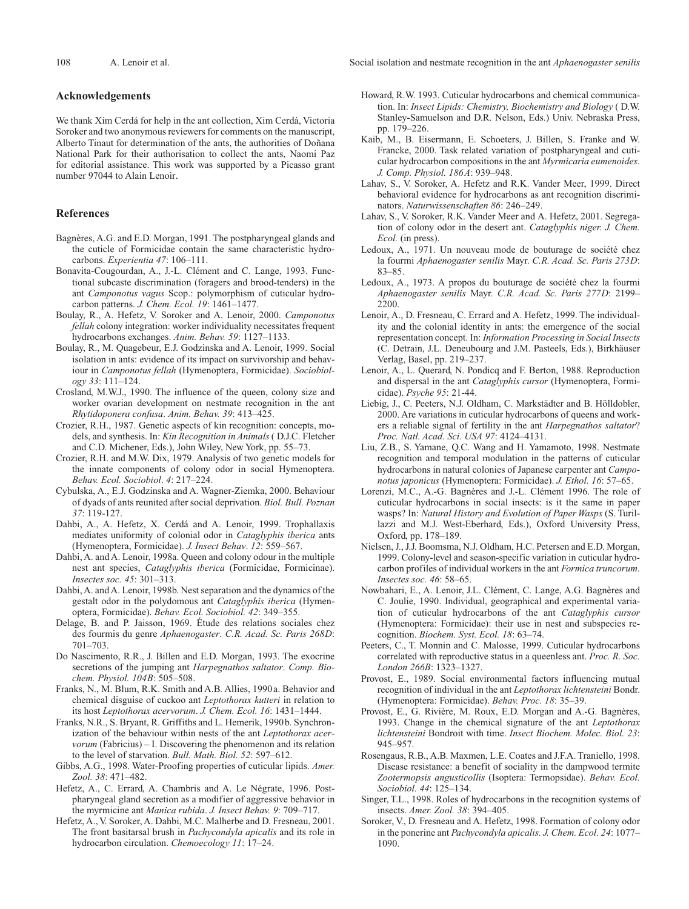## Acknowledgements

We thank Xim Cerdá for help in the ant collection, Xim Cerdá, Victoria Soroker and two anonymous reviewers for comments on the manuscript, Alberto Tinaut for determination of the ants, the authorities of Doñana National Park for their authorisation to collect the ants, Naomi Paz for editorial assistance. This work was supported by a Picasso grant number 97044 to Alain Lenoir.

## References

Bagnères, A.G. and E.D. Morgan, 1991. The postpharyngeal glands and the cuticle of Formicidae contain the same characteristic hydrocarbons. *Experientia 47*: 106–111.

Bonavita-Cougourdan, A., J.-L. Clément and C. Lange, 1993. Functional subcaste discrimination (foragers and brood-tenders) in the ant *Camponotus vagus* Scop.: polymorphism of cuticular hydrocarbon patterns. *J. Chem. Ecol. 19*: 1461–1477.

Boulay, R., A. Hefetz, V. Soroker and A. Lenoir, 2000. *Camponotus fellah* colony integration: worker individuality necessitates frequent hydrocarbons exchanges. *Anim. Behav. 59*: 1127–1133.

Boulay, R., M. Quagebeur, E.J. Godzinska and A. Lenoir, 1999. Social isolation in ants: evidence of its impact on survivorship and behaviour in *Camponotus fellah* (Hymenoptera, Formicidae). *Sociobiology 33*: 111–124.

Crosland, M.W.J., 1990. The influence of the queen, colony size and worker ovarian development on nestmate recognition in the ant *Rhytidoponera confusa*. *Anim. Behav. 39*: 413–425.

Crozier, R.H., 1987. Genetic aspects of kin recognition: concepts, models, and synthesis. In: *Kin Recognition in Animals* ( D.J.C. Fletcher and C.D. Michener, Eds.), John Wiley, New York, pp. 55–73.

Crozier, R.H. and M.W. Dix, 1979. Analysis of two genetic models for the innate components of colony odor in social Hymenoptera. *Behav. Ecol. Sociobiol*. *4*: 217–224.

Cybulska, A., E.J. Godzinska and A. Wagner-Ziemka, 2000. Behaviour of dyads of ants reunited after social deprivation. *Biol. Bull. Poznan 37*: 119-127.

Dahbi, A., A. Hefetz, X. Cerdá and A. Lenoir, 1999. Trophallaxis mediates uniformity of colonial odor in *Cataglyphis iberica* ants (Hymenoptera, Formicidae). *J. Insect Behav*. *12*: 559–567.

Dahbi, A. and A. Lenoir, 1998a. Queen and colony odour in the multiple nest ant species, *Cataglyphis iberica* (Formicidae, Formicinae). *Insectes soc. 45*: 301–313.

Dahbi, A. and A. Lenoir, 1998b. Nest separation and the dynamics of the gestalt odor in the polydomous ant *Cataglyphis iberica* (Hymenoptera, Formicidae). *Behav. Ecol. Sociobiol. 42*: 349–355.

Delage, B. and P. Jaisson, 1969. Étude des relations sociales chez des fourmis du genre *Aphaenogaster*. *C.R. Acad. Sc. Paris 268D*: 701–703.

Do Nascimento, R.R., J. Billen and E.D. Morgan, 1993. The exocrine secretions of the jumping ant *Harpegnathos saltator*. *Comp. Biochem. Physiol. 104B*: 505–508.

Franks, N., M. Blum, R.K. Smith and A.B. Allies, 1990a. Behavior and chemical disguise of cuckoo ant *Leptothorax kutteri* in relation to its host *Leptothorax acervorum*. *J. Chem. Ecol. 16*: 1431–1444.

Franks, N.R., S. Bryant, R. Griffiths and L. Hemerik, 1990b. Synchronization of the behaviour within nests of the ant *Leptothorax acervorum* (Fabricius) – I. Discovering the phenomenon and its relation to the level of starvation. *Bull. Math. Biol. 52*: 597–612.

Gibbs, A.G., 1998. Water-Proofing properties of cuticular lipids. *Amer. Zool. 38*: 471–482.

Hefetz, A., C. Errard, A. Chambris and A. Le Négrate, 1996. Postpharyngeal gland secretion as a modifier of aggressive behavior in the myrmicine ant *Manica rubida*. *J. Insect Behav. 9*: 709–717.

Hefetz, A., V. Soroker, A. Dahbi, M.C. Malherbe and D. Fresneau, 2001. The front basitarsal brush in *Pachycondyla apicalis* and its role in hydrocarbon circulation. *Chemoecology 11*: 17–24.

Howard, R.W. 1993. Cuticular hydrocarbons and chemical communication. In: *Insect Lipids: Chemistry, Biochemistry and Biology* ( D.W. Stanley-Samuelson and D.R. Nelson, Eds.) Univ. Nebraska Press, pp. 179–226.

Kaib, M., B. Eisermann, E. Schoeters, J. Billen, S. Franke and W. Francke, 2000. Task related variation of postpharyngeal and cuticular hydrocarbon compositions in the ant *Myrmicaria eumenoides*. *J. Comp. Physiol. 186A*: 939–948.

Lahav, S., V. Soroker, A. Hefetz and R.K. Vander Meer, 1999. Direct behavioral evidence for hydrocarbons as ant recognition discriminators. *Naturwissenschaften 86*: 246–249.

Lahav, S., V. Soroker, R.K. Vander Meer and A. Hefetz, 2001. Segregation of colony odor in the desert ant. *Cataglyphis niger. J. Chem. Ecol.* (in press).

Ledoux, A., 1971. Un nouveau mode de bouturage de société chez la fourmi *Aphaenogaster senilis* Mayr. *C.R. Acad. Sc. Paris 273D*: 83–85.

Ledoux, A., 1973. A propos du bouturage de société chez la fourmi *Aphaenogaster senilis* Mayr. *C.R. Acad. Sc. Paris 277D*: 2199–2200.

Lenoir, A., D. Fresneau, C. Errard and A. Hefetz, 1999. The individuality and the colonial identity in ants: the emergence of the social representation concept. In: *Information Processing in Social Insects* (C. Detrain, J.L. Deneubourg and J.M. Pasteels, Eds.), Birkhäuser Verlag, Basel, pp. 219–237.

Lenoir, A., L. Querard, N. Pondicq and F. Berton, 1988. Reproduction and dispersal in the ant *Cataglyphis cursor* (Hymenoptera, Formicidae). *Psyche 95*: 21-44.

Liebig, J., C. Peeters, N.J. Oldham, C. Markstädter and B. Hölldobler, 2000. Are variations in cuticular hydrocarbons of queens and workers a reliable signal of fertility in the ant *Harpegnathos saltator*? *Proc. Natl. Acad. Sci. USA 97*: 4124–4131.

Liu, Z.B., S. Yamane, Q.C. Wang and H. Yamamoto, 1998. Nestmate recognition and temporal modulation in the patterns of cuticular hydrocarbons in natural colonies of Japanese carpenter ant *Camponotus japonicus* (Hymenoptera: Formicidae). *J. Ethol. 16*: 57–65.

Lorenzi, M.C., A.-G. Bagnères and J.-L. Clément 1996. The role of cuticular hydrocarbons in social insects: is it the same in paper wasps? In: *Natural History and Evolution of Paper Wasps* (S. Turillazzi and M.J. West-Eberhard, Eds.), Oxford University Press, Oxford, pp. 178–189.

Nielsen, J., J.J. Boomsma, N.J. Oldham, H.C. Petersen and E.D. Morgan, 1999. Colony-level and season-specific variation in cuticular hydrocarbon profiles of individual workers in the ant *Formica truncorum*. *Insectes soc. 46*: 58–65.

Nowbahari, E., A. Lenoir, J.L. Clément, C. Lange, A.G. Bagnères and C. Joulie, 1990. Individual, geographical and experimental variation of cuticular hydrocarbons of the ant *Cataglyphis cursor* (Hymenoptera: Formicidae): their use in nest and subspecies recognition. *Biochem. Syst. Ecol. 18*: 63–74.

Peeters, C., T. Monnin and C. Malosse, 1999. Cuticular hydrocarbons correlated with reproductive status in a queenless ant. *Proc. R. Soc. London 266B*: 1323–1327.

Provost, E., 1989. Social environmental factors influencing mutual recognition of individual in the ant *Leptothorax lichtensteini* Bondr. (Hymenoptera: Formicidae). *Behav. Proc. 18*: 35–39.

Provost, E., G. Rivière, M. Roux, E.D. Morgan and A.-G. Bagnères, 1993. Change in the chemical signature of the ant *Leptothorax lichtensteini* Bondroit with time. *Insect Biochem. Molec. Biol. 23*: 945–957.

Rosengaus, R.B., A.B. Maxmen, L.E. Coates and J.F.A. Traniello, 1998. Disease resistance: a benefit of sociality in the dampwood termite *Zootermopsis angusticollis* (Isoptera: Termopsidae). *Behav. Ecol. Sociobiol. 44*: 125–134.

Singer, T.L., 1998. Roles of hydrocarbons in the recognition systems of insects. *Amer. Zool. 38*: 394–405.

Soroker, V., D. Fresneau and A. Hefetz, 1998. Formation of colony odor in the ponerine ant *Pachycondyla apicalis. J. Chem. Ecol. 24*: 1077–1090.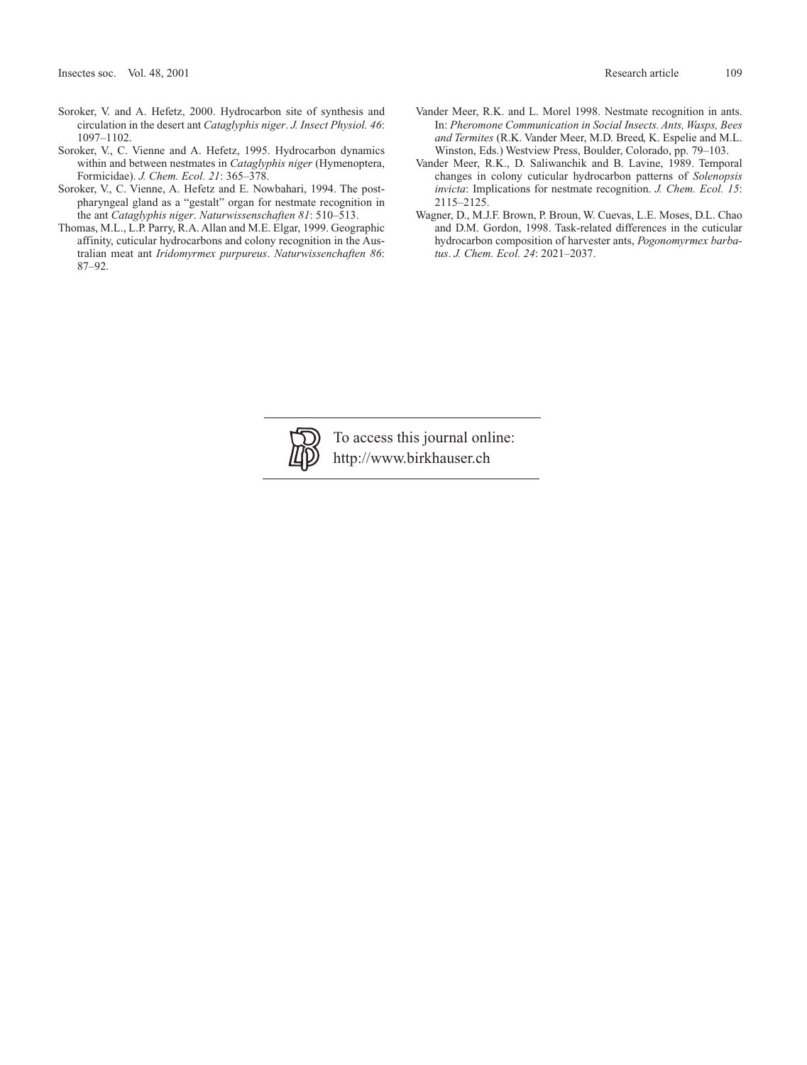Soroker, V. and A. Hefetz, 2000. Hydrocarbon site of synthesis and circulation in the desert ant *Cataglyphis niger*. *J. Insect Physiol. 46*: 1097–1102.

Soroker, V., C. Vienne and A. Hefetz, 1995. Hydrocarbon dynamics within and between nestmates in *Cataglyphis niger* (Hymenoptera, Formicidae). *J. Chem. Ecol. 21*: 365–378.

Soroker, V., C. Vienne, A. Hefetz and E. Nowbahari, 1994. The postpharyngeal gland as a "gestalt" organ for nestmate recognition in the ant *Cataglyphis niger*. *Naturwissenschaften 81*: 510–513.

Thomas, M.L., L.P. Parry, R.A. Allan and M.E. Elgar, 1999. Geographic affinity, cuticular hydrocarbons and colony recognition in the Australian meat ant *Iridomyrmex purpureus*. *Naturwissenchaften 86*: 87–92.

Vander Meer, R.K. and L. Morel 1998. Nestmate recognition in ants. In: *Pheromone Communication in Social Insects. Ants, Wasps, Bees and Termites* (R.K. Vander Meer, M.D. Breed, K. Espelie and M.L. Winston, Eds.) Westview Press, Boulder, Colorado, pp. 79–103.

Vander Meer, R.K., D. Saliwanchik and B. Lavine, 1989. Temporal changes in colony cuticular hydrocarbon patterns of *Solenopsis invicta*: Implications for nestmate recognition. *J. Chem. Ecol. 15*: 2115–2125.

Wagner, D., M.J.F. Brown, P. Broun, W. Cuevas, L.E. Moses, D.L. Chao and D.M. Gordon, 1998. Task-related differences in the cuticular hydrocarbon composition of harvester ants, *Pogonomyrmex barbatus*. *J. Chem. Ecol. 24*: 2021–2037.

To access this journal online:
http://www.birkhauser.ch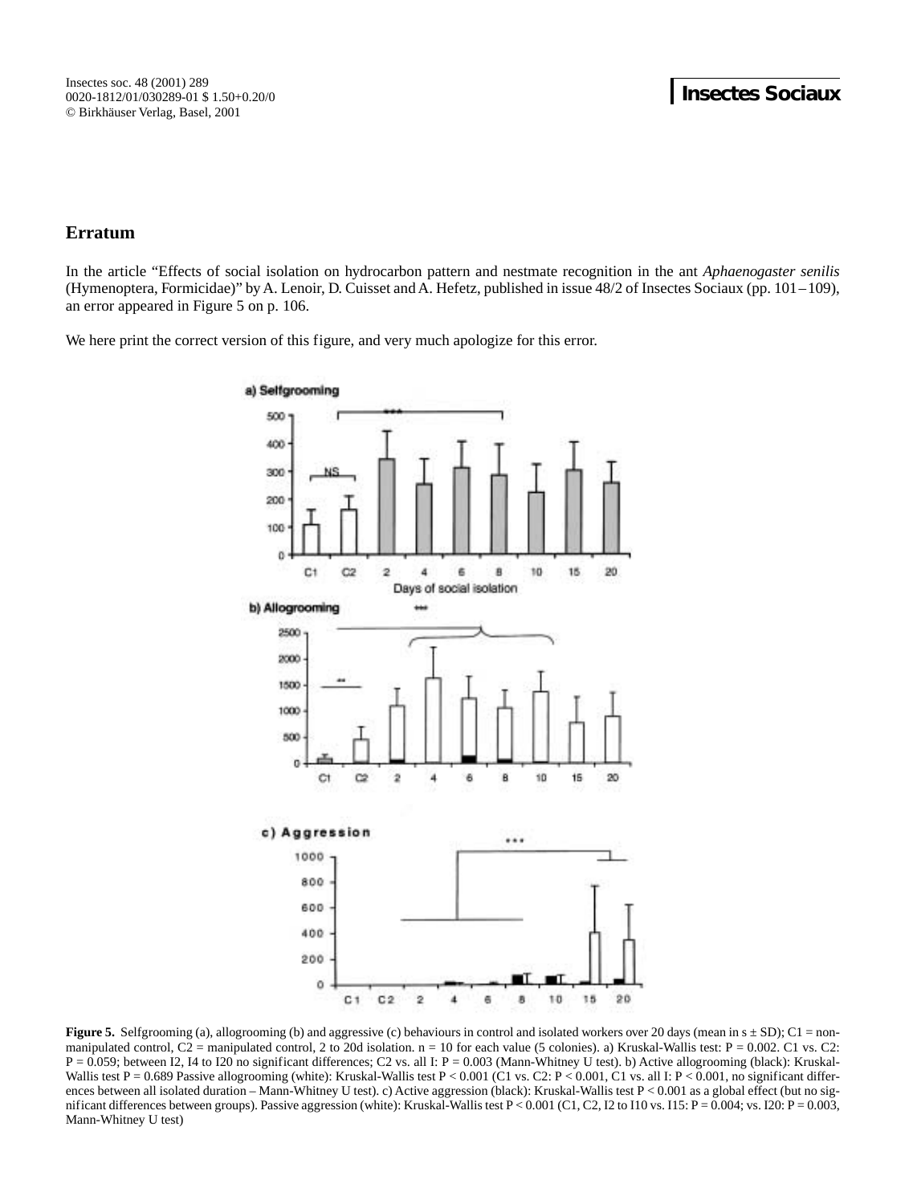## Erratum

In the article "Effects of social isolation on hydrocarbon pattern and nestmate recognition in the ant *Aphaenogaster senilis* (Hymenoptera, Formicidae)" by A. Lenoir, D. Cuisset and A. Hefetz, published in issue 48/2 of Insectes Sociaux (pp. 101–109), an error appeared in Figure 5 on p. 106.

We here print the correct version of this figure, and very much apologize for this error.

a) Selfgrooming

500
400
300
200
100
0

NS

***

C1 C2 2 4 6 8 10 15 20

Days of social isolation

b) Allogrooming

2500
2000
1500
1000
500
0

**

***

C1 C2 2 4 6 8 10 15 20

c) Aggression

1000
800
600
400
200
0

***

C1 C2 2 4 6 8 10 15 20

**Figure 5.** Selfgrooming (a), allogrooming (b) and aggressive (c) behaviours in control and isolated workers over 20 days (mean in s ± SD); C1 = non-manipulated control, C2 = manipulated control, 2 to 20d isolation. n = 10 for each value (5 colonies). a) Kruskal-Wallis test: P = 0.002. C1 vs. C2: P = 0.059; between I2, I4 to I20 no significant differences; C2 vs. all I: P = 0.003 (Mann-Whitney U test). b) Active allogrooming (black): Kruskal-Wallis test P = 0.689 Passive allogrooming (white): Kruskal-Wallis test P < 0.001 (C1 vs. C2: P < 0.001, C1 vs. all I: P < 0.001, no significant differences between all isolated duration – Mann-Whitney U test). c) Active aggression (black): Kruskal-Wallis test P < 0.001 as a global effect (but no significant differences between groups). Passive aggression (white): Kruskal-Wallis test P < 0.001 (C1, C2, I2 to I10 vs. I15: P = 0.004; vs. I20: P = 0.003, Mann-Whitney U test)